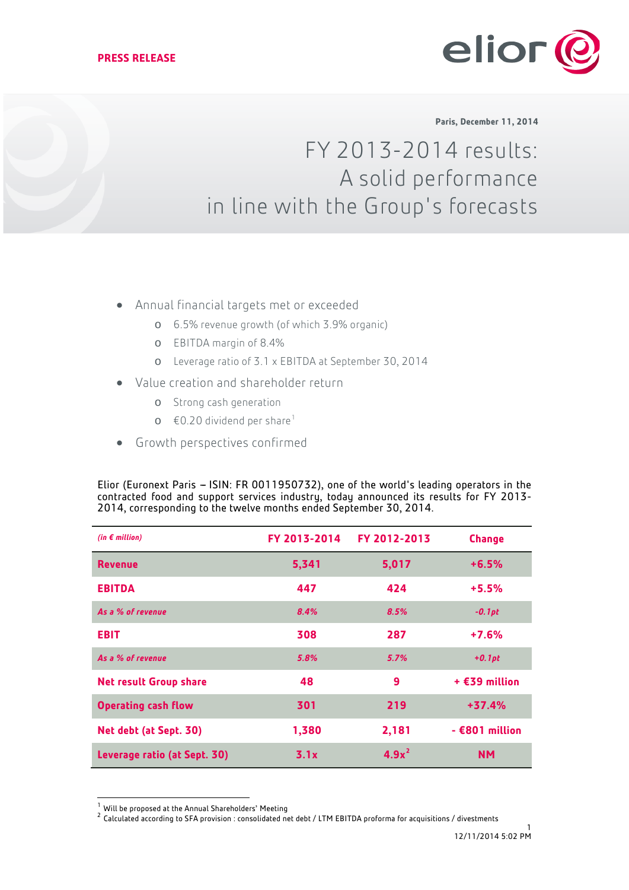**PRESS RELEASE**

**Paris, December 11, 2014**

# FY 2013-2014 results: A solid performance in line with the Group's forecasts

- Annual financial targets met or exceeded
  - 6.5% revenue growth (of which 3.9% organic)
  - EBITDA margin of 8.4%
  - Leverage ratio of 3.1 x EBITDA at September 30, 2014
- Value creation and shareholder return
  - Strong cash generation
  - €0.20 dividend per share[1]
- Growth perspectives confirmed

Elior (Euronext Paris – ISIN: FR 0011950732), one of the world's leading operators in the contracted food and support services industry, today announced its results for FY 2013-2014, corresponding to the twelve months ended September 30, 2014.

| *(in € million)* | FY 2013-2014 | FY 2012-2013 | Change |
|---|---|---|---|
| **Revenue** | **5,341** | **5,017** | **+6.5%** |
| **EBITDA** | **447** | **424** | **+5.5%** |
| *As a % of revenue* | *8.4%* | *8.5%* | *-0.1pt* |
| **EBIT** | **308** | **287** | **+7.6%** |
| *As a % of revenue* | *5.8%* | *5.7%* | *+0.1pt* |
| **Net result Group share** | **48** | **9** | **+ €39 million** |
| **Operating cash flow** | **301** | **219** | **+37.4%** |
| **Net debt (at Sept. 30)** | **1,380** | **2,181** | **- €801 million** |
| **Leverage ratio (at Sept. 30)** | **3.1x** | **4.9x[2]** | **NM** |

[1] Will be proposed at the Annual Shareholders' Meeting

[2] Calculated according to SFA provision : consolidated net debt / LTM EBITDA proforma for acquisitions / divestments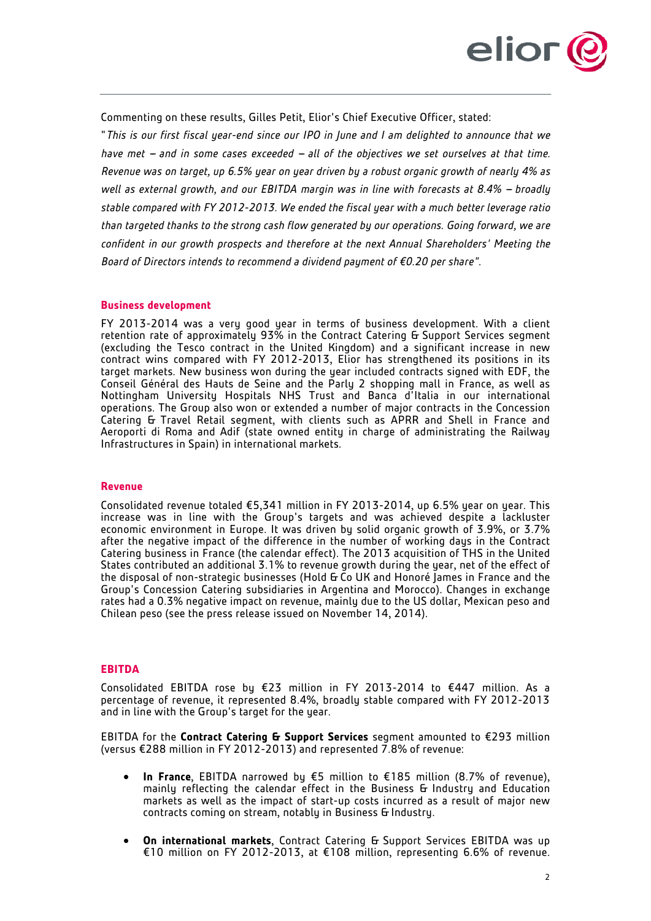Commenting on these results, Gilles Petit, Elior's Chief Executive Officer, stated:

"*This is our first fiscal year-end since our IPO in June and I am delighted to announce that we have met – and in some cases exceeded – all of the objectives we set ourselves at that time. Revenue was on target, up 6.5% year on year driven by a robust organic growth of nearly 4% as well as external growth, and our EBITDA margin was in line with forecasts at 8.4% – broadly stable compared with FY 2012-2013. We ended the fiscal year with a much better leverage ratio than targeted thanks to the strong cash flow generated by our operations. Going forward, we are confident in our growth prospects and therefore at the next Annual Shareholders' Meeting the Board of Directors intends to recommend a dividend payment of €0.20 per share*".

## Business development

FY 2013-2014 was a very good year in terms of business development. With a client retention rate of approximately 93% in the Contract Catering & Support Services segment (excluding the Tesco contract in the United Kingdom) and a significant increase in new contract wins compared with FY 2012-2013, Elior has strengthened its positions in its target markets. New business won during the year included contracts signed with EDF, the Conseil Général des Hauts de Seine and the Parly 2 shopping mall in France, as well as Nottingham University Hospitals NHS Trust and Banca d'Italia in our international operations. The Group also won or extended a number of major contracts in the Concession Catering & Travel Retail segment, with clients such as APRR and Shell in France and Aeroporti di Roma and Adif (state owned entity in charge of administrating the Railway Infrastructures in Spain) in international markets.

## Revenue

Consolidated revenue totaled €5,341 million in FY 2013-2014, up 6.5% year on year. This increase was in line with the Group's targets and was achieved despite a lackluster economic environment in Europe. It was driven by solid organic growth of 3.9%, or 3.7% after the negative impact of the difference in the number of working days in the Contract Catering business in France (the calendar effect). The 2013 acquisition of THS in the United States contributed an additional 3.1% to revenue growth during the year, net of the effect of the disposal of non-strategic businesses (Hold & Co UK and Honoré James in France and the Group's Concession Catering subsidiaries in Argentina and Morocco). Changes in exchange rates had a 0.3% negative impact on revenue, mainly due to the US dollar, Mexican peso and Chilean peso (see the press release issued on November 14, 2014).

## EBITDA

Consolidated EBITDA rose by €23 million in FY 2013-2014 to €447 million. As a percentage of revenue, it represented 8.4%, broadly stable compared with FY 2012-2013 and in line with the Group's target for the year.

EBITDA for the **Contract Catering & Support Services** segment amounted to €293 million (versus €288 million in FY 2012-2013) and represented 7.8% of revenue:

- **In France**, EBITDA narrowed by €5 million to €185 million (8.7% of revenue), mainly reflecting the calendar effect in the Business & Industry and Education markets as well as the impact of start-up costs incurred as a result of major new contracts coming on stream, notably in Business & Industry.
- **On international markets**, Contract Catering & Support Services EBITDA was up €10 million on FY 2012-2013, at €108 million, representing 6.6% of revenue.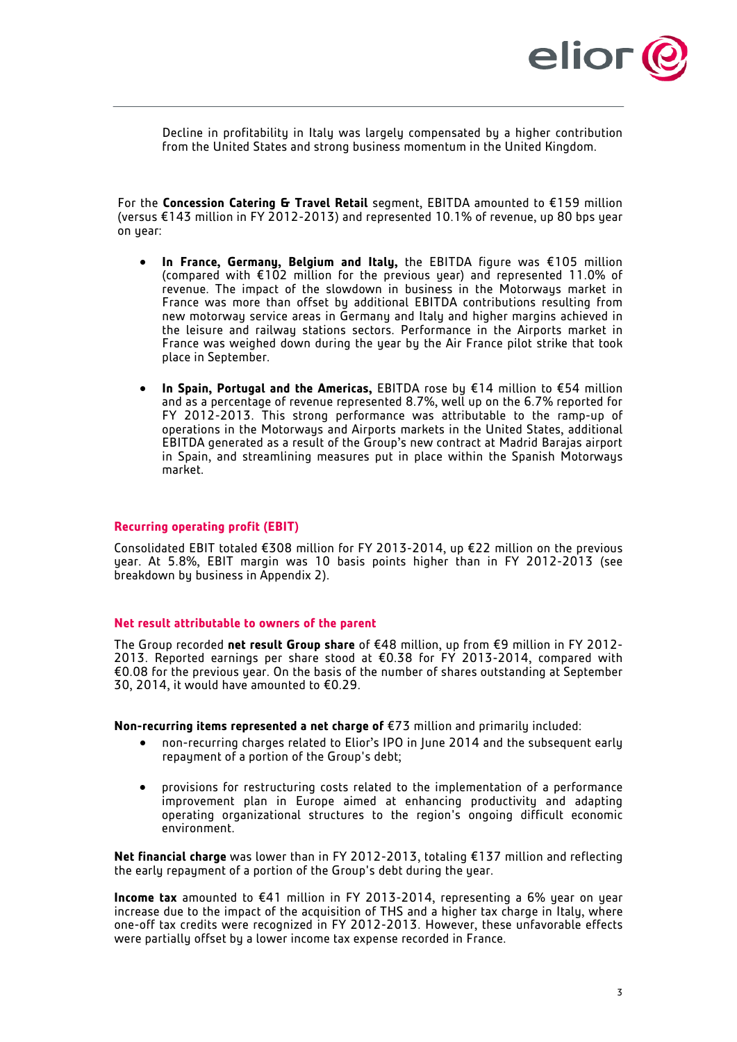Decline in profitability in Italy was largely compensated by a higher contribution from the United States and strong business momentum in the United Kingdom.

For the **Concession Catering & Travel Retail** segment, EBITDA amounted to €159 million (versus €143 million in FY 2012-2013) and represented 10.1% of revenue, up 80 bps year on year:

- **In France, Germany, Belgium and Italy,** the EBITDA figure was €105 million (compared with €102 million for the previous year) and represented 11.0% of revenue. The impact of the slowdown in business in the Motorways market in France was more than offset by additional EBITDA contributions resulting from new motorway service areas in Germany and Italy and higher margins achieved in the leisure and railway stations sectors. Performance in the Airports market in France was weighed down during the year by the Air France pilot strike that took place in September.

- **In Spain, Portugal and the Americas,** EBITDA rose by €14 million to €54 million and as a percentage of revenue represented 8.7%, well up on the 6.7% reported for FY 2012-2013. This strong performance was attributable to the ramp-up of operations in the Motorways and Airports markets in the United States, additional EBITDA generated as a result of the Group's new contract at Madrid Barajas airport in Spain, and streamlining measures put in place within the Spanish Motorways market.

## Recurring operating profit (EBIT)

Consolidated EBIT totaled €308 million for FY 2013-2014, up €22 million on the previous year. At 5.8%, EBIT margin was 10 basis points higher than in FY 2012-2013 (see breakdown by business in Appendix 2).

## Net result attributable to owners of the parent

The Group recorded **net result Group share** of €48 million, up from €9 million in FY 2012-2013. Reported earnings per share stood at €0.38 for FY 2013-2014, compared with €0.08 for the previous year. On the basis of the number of shares outstanding at September 30, 2014, it would have amounted to €0.29.

**Non-recurring items represented a net charge of** €73 million and primarily included:

- non-recurring charges related to Elior's IPO in June 2014 and the subsequent early repayment of a portion of the Group's debt;

- provisions for restructuring costs related to the implementation of a performance improvement plan in Europe aimed at enhancing productivity and adapting operating organizational structures to the region's ongoing difficult economic environment.

**Net financial charge** was lower than in FY 2012-2013, totaling €137 million and reflecting the early repayment of a portion of the Group's debt during the year.

**Income tax** amounted to €41 million in FY 2013-2014, representing a 6% year on year increase due to the impact of the acquisition of THS and a higher tax charge in Italy, where one-off tax credits were recognized in FY 2012-2013. However, these unfavorable effects were partially offset by a lower income tax expense recorded in France.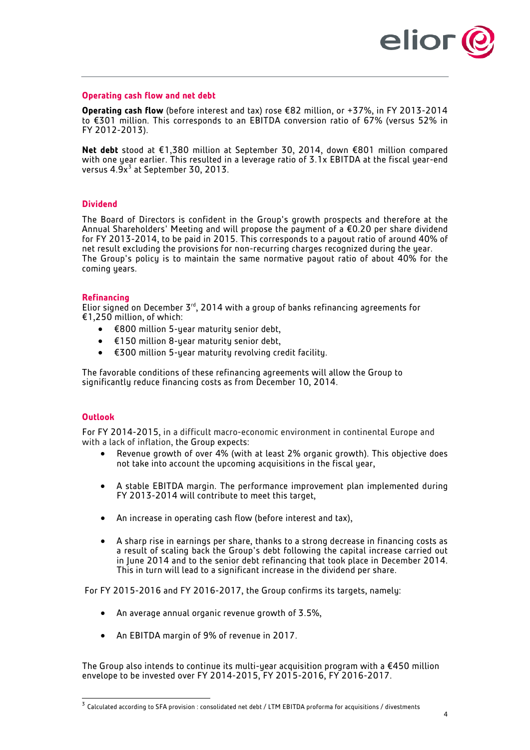## Operating cash flow and net debt

**Operating cash flow** (before interest and tax) rose €82 million, or +37%, in FY 2013-2014 to €301 million. This corresponds to an EBITDA conversion ratio of 67% (versus 52% in FY 2012-2013).

**Net debt** stood at €1,380 million at September 30, 2014, down €801 million compared with one year earlier. This resulted in a leverage ratio of 3.1x EBITDA at the fiscal year-end versus 4.9x[3] at September 30, 2013.

## Dividend

The Board of Directors is confident in the Group's growth prospects and therefore at the Annual Shareholders' Meeting and will propose the payment of a €0.20 per share dividend for FY 2013-2014, to be paid in 2015. This corresponds to a payout ratio of around 40% of net result excluding the provisions for non-recurring charges recognized during the year.
The Group's policy is to maintain the same normative payout ratio of about 40% for the coming years.

## Refinancing

Elior signed on December 3rd, 2014 with a group of banks refinancing agreements for €1,250 million, of which:

- €800 million 5-year maturity senior debt,
- €150 million 8-year maturity senior debt,
- €300 million 5-year maturity revolving credit facility.

The favorable conditions of these refinancing agreements will allow the Group to significantly reduce financing costs as from December 10, 2014.

## Outlook

For FY 2014-2015, in a difficult macro-economic environment in continental Europe and with a lack of inflation, the Group expects:

- Revenue growth of over 4% (with at least 2% organic growth). This objective does not take into account the upcoming acquisitions in the fiscal year,
- A stable EBITDA margin. The performance improvement plan implemented during FY 2013-2014 will contribute to meet this target,
- An increase in operating cash flow (before interest and tax),
- A sharp rise in earnings per share, thanks to a strong decrease in financing costs as a result of scaling back the Group's debt following the capital increase carried out in June 2014 and to the senior debt refinancing that took place in December 2014. This in turn will lead to a significant increase in the dividend per share.

For FY 2015-2016 and FY 2016-2017, the Group confirms its targets, namely:

- An average annual organic revenue growth of 3.5%,
- An EBITDA margin of 9% of revenue in 2017.

The Group also intends to continue its multi-year acquisition program with a €450 million envelope to be invested over FY 2014-2015, FY 2015-2016, FY 2016-2017.

[3] Calculated according to SFA provision : consolidated net debt / LTM EBITDA proforma for acquisitions / divestments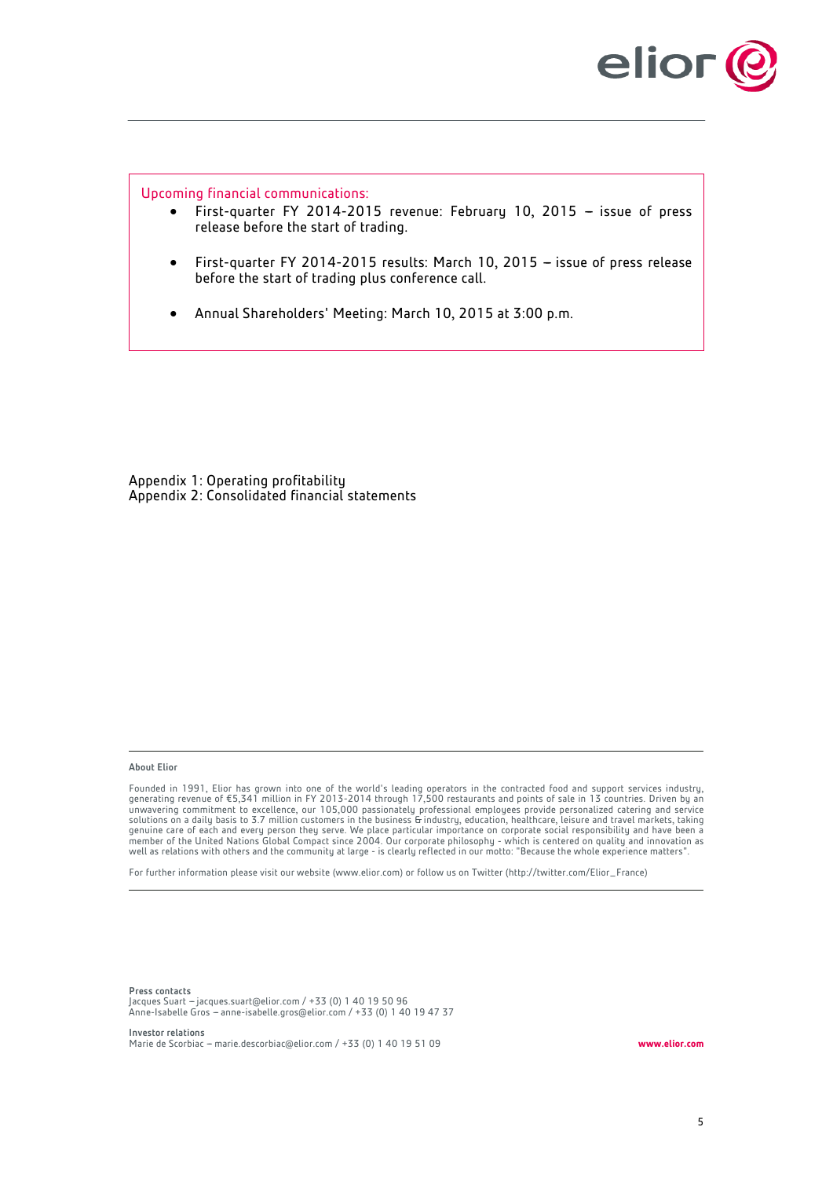**Upcoming financial communications:**

- First-quarter FY 2014-2015 revenue: February 10, 2015 – issue of press release before the start of trading.
- First-quarter FY 2014-2015 results: March 10, 2015 – issue of press release before the start of trading plus conference call.
- Annual Shareholders' Meeting: March 10, 2015 at 3:00 p.m.

Appendix 1: Operating profitability
Appendix 2: Consolidated financial statements

**About Elior**

Founded in 1991, Elior has grown into one of the world's leading operators in the contracted food and support services industry, generating revenue of €5,341 million in FY 2013-2014 through 17,500 restaurants and points of sale in 13 countries. Driven by an unwavering commitment to excellence, our 105,000 passionately professional employees provide personalized catering and service solutions on a daily basis to 3.7 million customers in the business & industry, education, healthcare, leisure and travel markets, taking genuine care of each and every person they serve. We place particular importance on corporate social responsibility and have been a member of the United Nations Global Compact since 2004. Our corporate philosophy - which is centered on quality and innovation as well as relations with others and the community at large - is clearly reflected in our motto: "Because the whole experience matters".

For further information please visit our website (www.elior.com) or follow us on Twitter (http://twitter.com/Elior_France)

**Press contacts**
Jacques Suart – jacques.suart@elior.com / +33 (0) 1 40 19 50 96
Anne-Isabelle Gros – anne-isabelle.gros@elior.com / +33 (0) 1 40 19 47 37

**Investor relations**
Marie de Scorbiac – marie.descorbiac@elior.com / +33 (0) 1 40 19 51 09

**www.elior.com**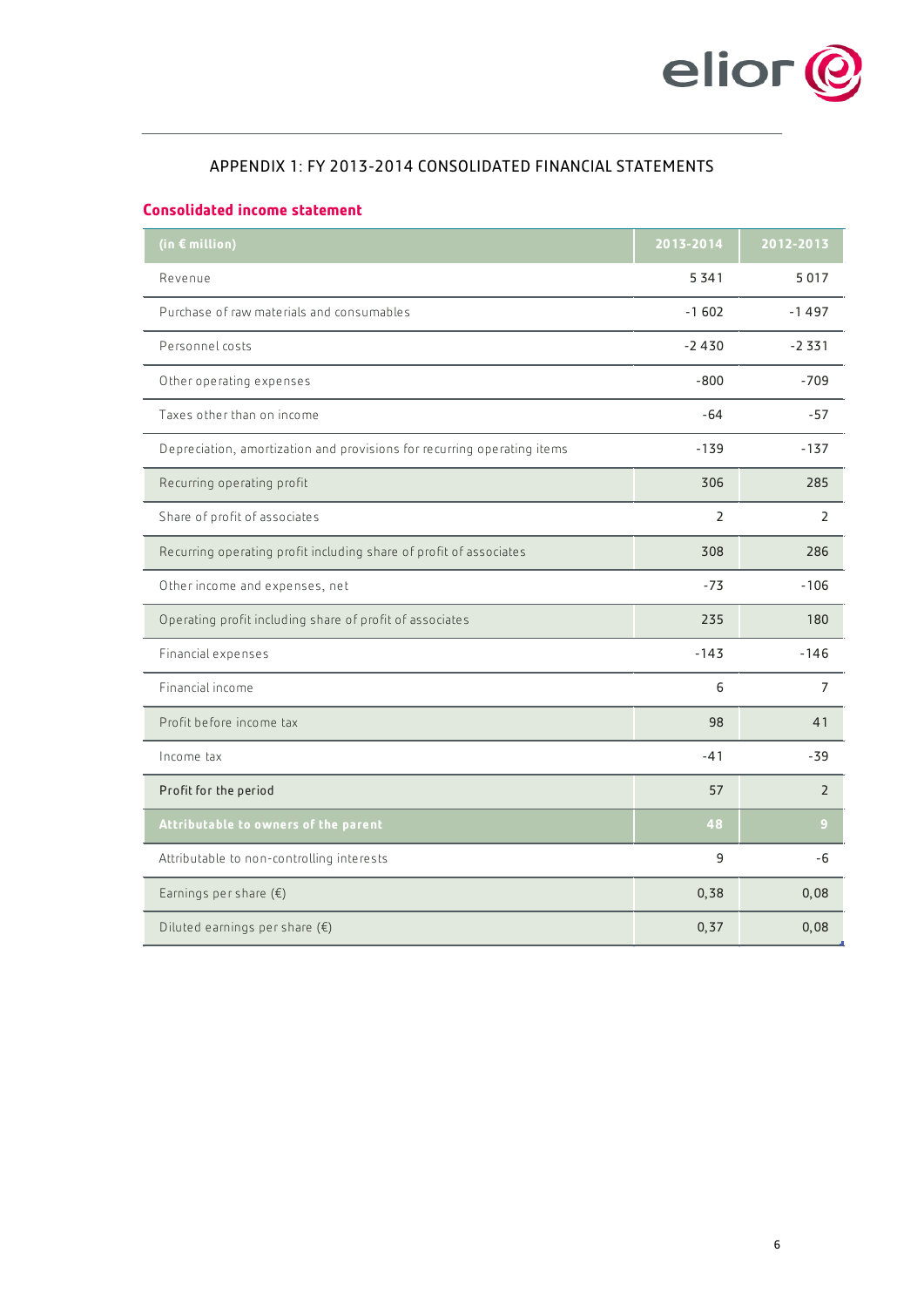## APPENDIX 1: FY 2013-2014 CONSOLIDATED FINANCIAL STATEMENTS

### Consolidated income statement

| (in € million) | 2013-2014 | 2012-2013 |
|---|---|---|
| Revenue | 5 341 | 5 017 |
| Purchase of raw materials and consumables | -1 602 | -1 497 |
| Personnel costs | -2 430 | -2 331 |
| Other operating expenses | -800 | -709 |
| Taxes other than on income | -64 | -57 |
| Depreciation, amortization and provisions for recurring operating items | -139 | -137 |
| Recurring operating profit | 306 | 285 |
| Share of profit of associates | 2 | 2 |
| Recurring operating profit including share of profit of associates | 308 | 286 |
| Other income and expenses, net | -73 | -106 |
| Operating profit including share of profit of associates | 235 | 180 |
| Financial expenses | -143 | -146 |
| Financial income | 6 | 7 |
| Profit before income tax | 98 | 41 |
| Income tax | -41 | -39 |
| Profit for the period | 57 | 2 |
| **Attributable to owners of the parent** | **48** | **9** |
| Attributable to non-controlling interests | 9 | -6 |
| Earnings per share (€) | 0,38 | 0,08 |
| Diluted earnings per share (€) | 0,37 | 0,08 |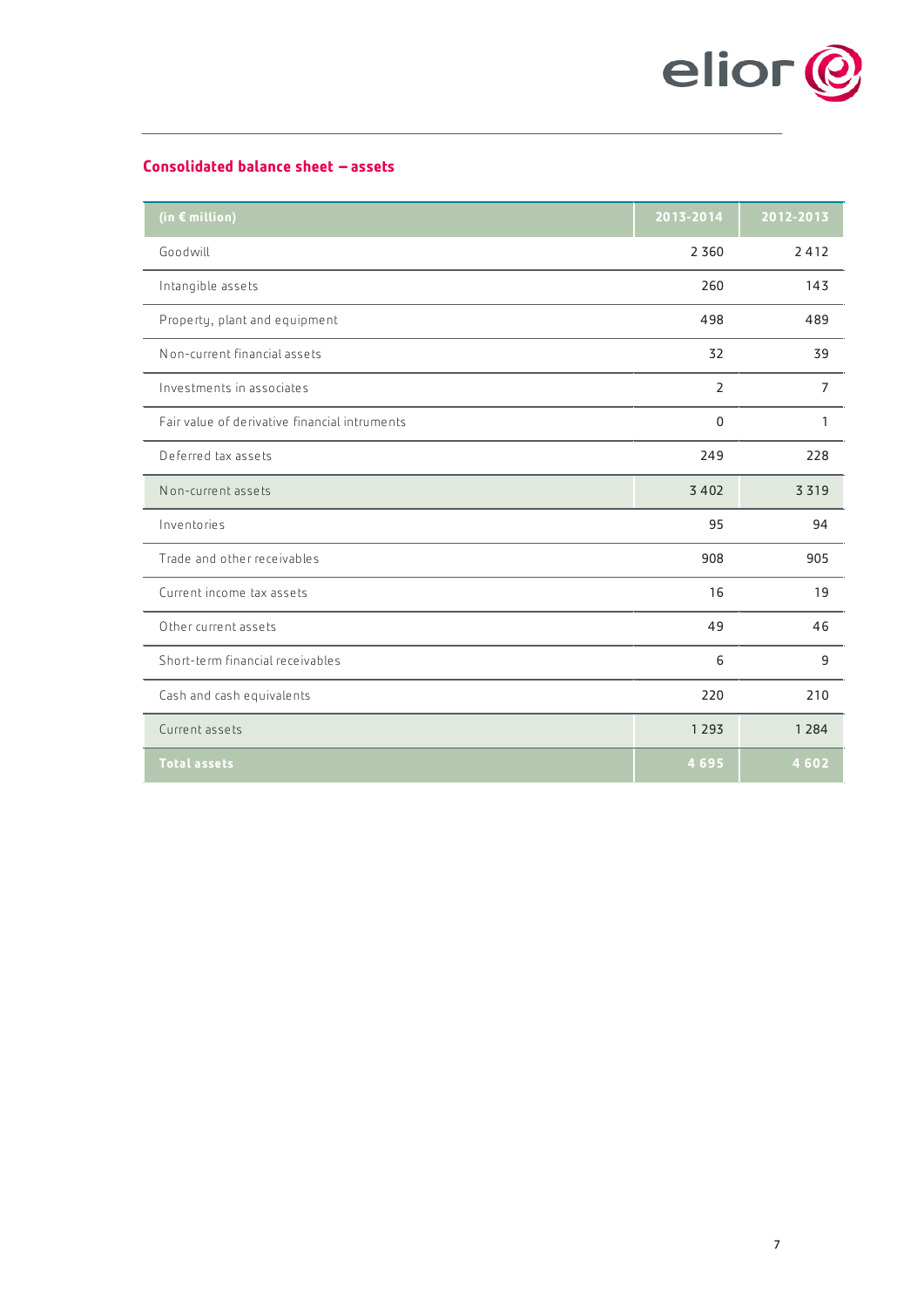## Consolidated balance sheet – assets

| (in € million) | 2013-2014 | 2012-2013 |
|---|---|---|
| Goodwill | 2 360 | 2 412 |
| Intangible assets | 260 | 143 |
| Property, plant and equipment | 498 | 489 |
| Non-current financial assets | 32 | 39 |
| Investments in associates | 2 | 7 |
| Fair value of derivative financial intruments | 0 | 1 |
| Deferred tax assets | 249 | 228 |
| Non-current assets | 3 402 | 3 319 |
| Inventories | 95 | 94 |
| Trade and other receivables | 908 | 905 |
| Current income tax assets | 16 | 19 |
| Other current assets | 49 | 46 |
| Short-term financial receivables | 6 | 9 |
| Cash and cash equivalents | 220 | 210 |
| Current assets | 1 293 | 1 284 |
| **Total assets** | **4 695** | **4 602** |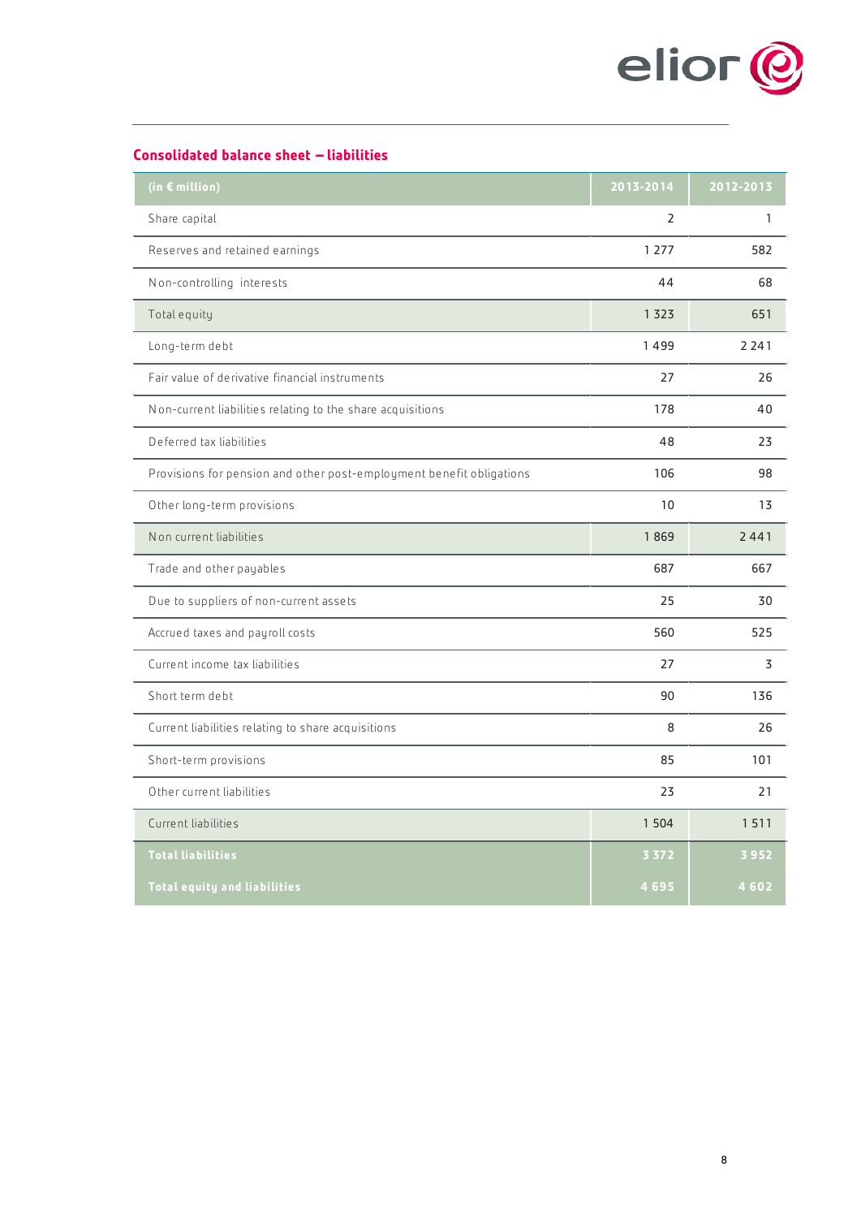## Consolidated balance sheet – liabilities

| (in € million) | 2013-2014 | 2012-2013 |
|---|---|---|
| Share capital | 2 | 1 |
| Reserves and retained earnings | 1 277 | 582 |
| Non-controlling interests | 44 | 68 |
| Total equity | 1 323 | 651 |
| Long-term debt | 1 499 | 2 241 |
| Fair value of derivative financial instruments | 27 | 26 |
| Non-current liabilities relating to the share acquisitions | 178 | 40 |
| Deferred tax liabilities | 48 | 23 |
| Provisions for pension and other post-employment benefit obligations | 106 | 98 |
| Other long-term provisions | 10 | 13 |
| Non current liabilities | 1 869 | 2 441 |
| Trade and other payables | 687 | 667 |
| Due to suppliers of non-current assets | 25 | 30 |
| Accrued taxes and payroll costs | 560 | 525 |
| Current income tax liabilities | 27 | 3 |
| Short term debt | 90 | 136 |
| Current liabilities relating to share acquisitions | 8 | 26 |
| Short-term provisions | 85 | 101 |
| Other current liabilities | 23 | 21 |
| Current liabilities | 1 504 | 1 511 |
| **Total liabilities** | **3 372** | **3 952** |
| **Total equity and liabilities** | **4 695** | **4 602** |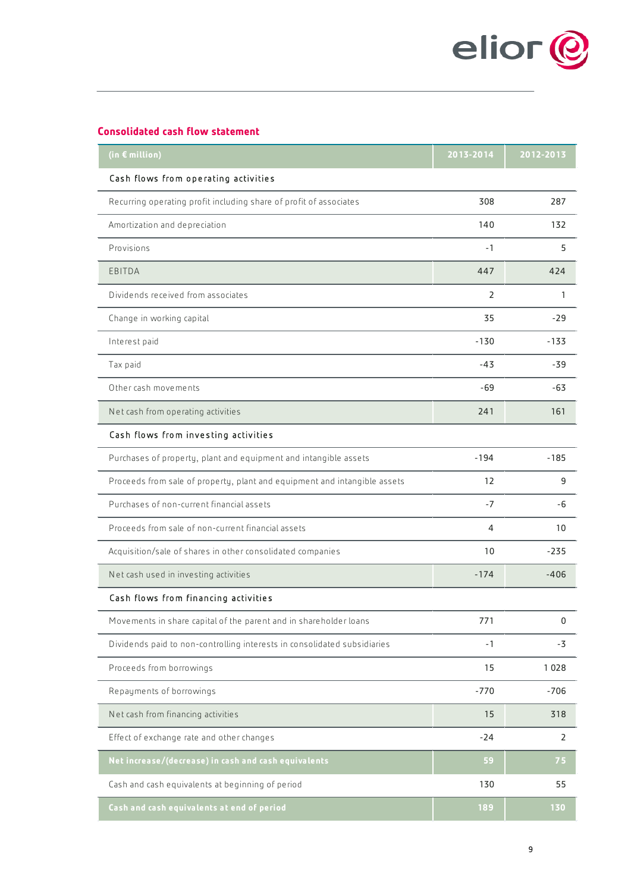## Consolidated cash flow statement

| (in € million) | 2013-2014 | 2012-2013 |
|---|---|---|
| **Cash flows from operating activities** | | |
| Recurring operating profit including share of profit of associates | 308 | 287 |
| Amortization and depreciation | 140 | 132 |
| Provisions | -1 | 5 |
| EBITDA | 447 | 424 |
| Dividends received from associates | 2 | 1 |
| Change in working capital | 35 | -29 |
| Interest paid | -130 | -133 |
| Tax paid | -43 | -39 |
| Other cash movements | -69 | -63 |
| Net cash from operating activities | 241 | 161 |
| **Cash flows from investing activities** | | |
| Purchases of property, plant and equipment and intangible assets | -194 | -185 |
| Proceeds from sale of property, plant and equipment and intangible assets | 12 | 9 |
| Purchases of non-current financial assets | -7 | -6 |
| Proceeds from sale of non-current financial assets | 4 | 10 |
| Acquisition/sale of shares in other consolidated companies | 10 | -235 |
| Net cash used in investing activities | -174 | -406 |
| **Cash flows from financing activities** | | |
| Movements in share capital of the parent and in shareholder loans | 771 | 0 |
| Dividends paid to non-controlling interests in consolidated subsidiaries | -1 | -3 |
| Proceeds from borrowings | 15 | 1 028 |
| Repayments of borrowings | -770 | -706 |
| Net cash from financing activities | 15 | 318 |
| Effect of exchange rate and other changes | -24 | 2 |
| **Net increase/(decrease) in cash and cash equivalents** | **59** | **75** |
| Cash and cash equivalents at beginning of period | 130 | 55 |
| **Cash and cash equivalents at end of period** | **189** | **130** |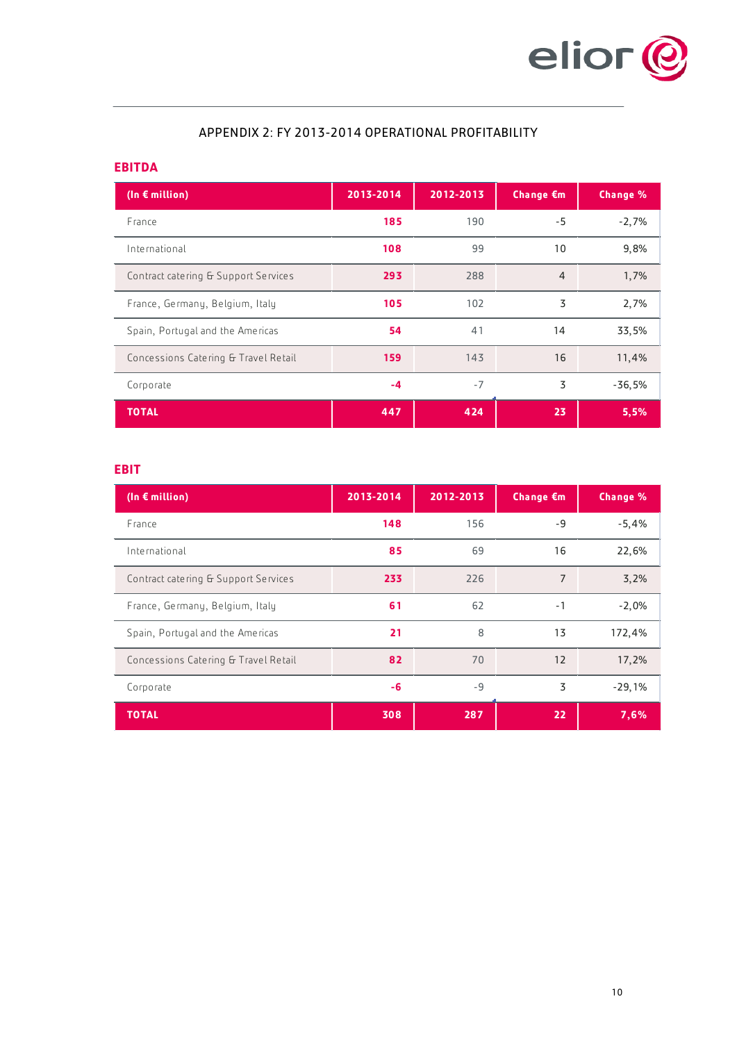APPENDIX 2: FY 2013-2014 OPERATIONAL PROFITABILITY

## EBITDA

| (In € million) | 2013-2014 | 2012-2013 | Change €m | Change % |
|---|---|---|---|---|
| France | **185** | 190 | -5 | -2,7% |
| International | **108** | 99 | 10 | 9,8% |
| Contract catering & Support Services | **293** | 288 | 4 | 1,7% |
| France, Germany, Belgium, Italy | **105** | 102 | 3 | 2,7% |
| Spain, Portugal and the Americas | **54** | 41 | 14 | 33,5% |
| Concessions Catering & Travel Retail | **159** | 143 | 16 | 11,4% |
| Corporate | **-4** | -7 | 3 | -36,5% |
| **TOTAL** | **447** | **424** | **23** | **5,5%** |

## EBIT

| (In € million) | 2013-2014 | 2012-2013 | Change €m | Change % |
|---|---|---|---|---|
| France | **148** | 156 | -9 | -5,4% |
| International | **85** | 69 | 16 | 22,6% |
| Contract catering & Support Services | **233** | 226 | 7 | 3,2% |
| France, Germany, Belgium, Italy | **61** | 62 | -1 | -2,0% |
| Spain, Portugal and the Americas | **21** | 8 | 13 | 172,4% |
| Concessions Catering & Travel Retail | **82** | 70 | 12 | 17,2% |
| Corporate | **-6** | -9 | 3 | -29,1% |
| **TOTAL** | **308** | **287** | **22** | **7,6%** |